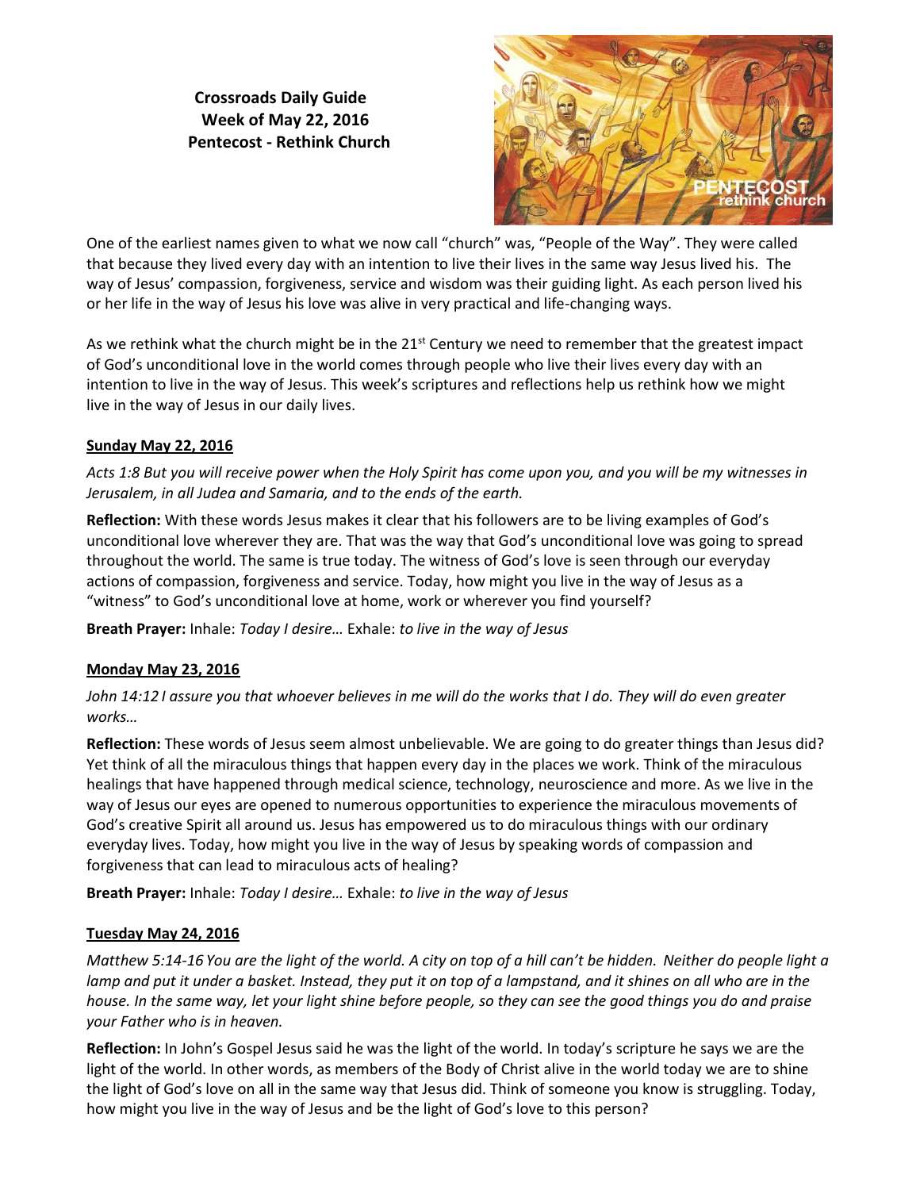**Crossroads Daily Guide**
**Week of May 22, 2016**
**Pentecost - Rethink Church**

One of the earliest names given to what we now call "church" was, "People of the Way". They were called that because they lived every day with an intention to live their lives in the same way Jesus lived his. The way of Jesus' compassion, forgiveness, service and wisdom was their guiding light. As each person lived his or her life in the way of Jesus his love was alive in very practical and life-changing ways.

As we rethink what the church might be in the 21st Century we need to remember that the greatest impact of God's unconditional love in the world comes through people who live their lives every day with an intention to live in the way of Jesus. This week's scriptures and reflections help us rethink how we might live in the way of Jesus in our daily lives.

**Sunday May 22, 2016**

*Acts 1:8 But you will receive power when the Holy Spirit has come upon you, and you will be my witnesses in Jerusalem, in all Judea and Samaria, and to the ends of the earth.*

**Reflection:** With these words Jesus makes it clear that his followers are to be living examples of God's unconditional love wherever they are. That was the way that God's unconditional love was going to spread throughout the world. The same is true today. The witness of God's love is seen through our everyday actions of compassion, forgiveness and service. Today, how might you live in the way of Jesus as a "witness" to God's unconditional love at home, work or wherever you find yourself?

**Breath Prayer:** Inhale: *Today I desire…* Exhale: *to live in the way of Jesus*

**Monday May 23, 2016**

*John 14:12 I assure you that whoever believes in me will do the works that I do. They will do even greater works…*

**Reflection:** These words of Jesus seem almost unbelievable. We are going to do greater things than Jesus did? Yet think of all the miraculous things that happen every day in the places we work. Think of the miraculous healings that have happened through medical science, technology, neuroscience and more. As we live in the way of Jesus our eyes are opened to numerous opportunities to experience the miraculous movements of God's creative Spirit all around us. Jesus has empowered us to do miraculous things with our ordinary everyday lives. Today, how might you live in the way of Jesus by speaking words of compassion and forgiveness that can lead to miraculous acts of healing?

**Breath Prayer:** Inhale: *Today I desire…* Exhale: *to live in the way of Jesus*

**Tuesday May 24, 2016**

*Matthew 5:14-16 You are the light of the world. A city on top of a hill can't be hidden. Neither do people light a lamp and put it under a basket. Instead, they put it on top of a lampstand, and it shines on all who are in the house. In the same way, let your light shine before people, so they can see the good things you do and praise your Father who is in heaven.*

**Reflection:** In John's Gospel Jesus said he was the light of the world. In today's scripture he says we are the light of the world. In other words, as members of the Body of Christ alive in the world today we are to shine the light of God's love on all in the same way that Jesus did. Think of someone you know is struggling. Today, how might you live in the way of Jesus and be the light of God's love to this person?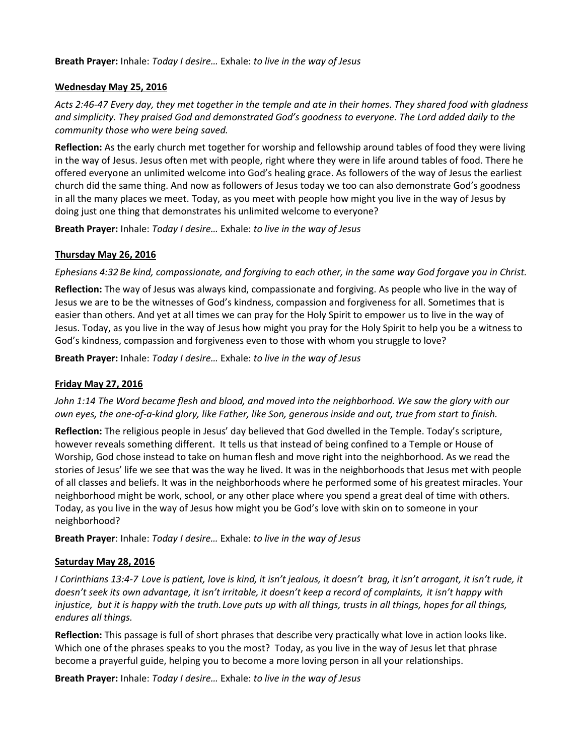**Breath Prayer:** Inhale: *Today I desire…* Exhale: *to live in the way of Jesus*

**Wednesday May 25, 2016**

*Acts 2:46-47 Every day, they met together in the temple and ate in their homes. They shared food with gladness and simplicity. They praised God and demonstrated God's goodness to everyone. The Lord added daily to the community those who were being saved.*

**Reflection:** As the early church met together for worship and fellowship around tables of food they were living in the way of Jesus. Jesus often met with people, right where they were in life around tables of food. There he offered everyone an unlimited welcome into God's healing grace. As followers of the way of Jesus the earliest church did the same thing. And now as followers of Jesus today we too can also demonstrate God's goodness in all the many places we meet. Today, as you meet with people how might you live in the way of Jesus by doing just one thing that demonstrates his unlimited welcome to everyone?

**Breath Prayer:** Inhale: *Today I desire…* Exhale: *to live in the way of Jesus*

**Thursday May 26, 2016**

*Ephesians 4:32 Be kind, compassionate, and forgiving to each other, in the same way God forgave you in Christ.*

**Reflection:** The way of Jesus was always kind, compassionate and forgiving. As people who live in the way of Jesus we are to be the witnesses of God's kindness, compassion and forgiveness for all. Sometimes that is easier than others. And yet at all times we can pray for the Holy Spirit to empower us to live in the way of Jesus. Today, as you live in the way of Jesus how might you pray for the Holy Spirit to help you be a witness to God's kindness, compassion and forgiveness even to those with whom you struggle to love?

**Breath Prayer:** Inhale: *Today I desire…* Exhale: *to live in the way of Jesus*

**Friday May 27, 2016**

*John 1:14 The Word became flesh and blood, and moved into the neighborhood. We saw the glory with our own eyes, the one-of-a-kind glory, like Father, like Son, generous inside and out, true from start to finish.*

**Reflection:** The religious people in Jesus' day believed that God dwelled in the Temple. Today's scripture, however reveals something different. It tells us that instead of being confined to a Temple or House of Worship, God chose instead to take on human flesh and move right into the neighborhood. As we read the stories of Jesus' life we see that was the way he lived. It was in the neighborhoods that Jesus met with people of all classes and beliefs. It was in the neighborhoods where he performed some of his greatest miracles. Your neighborhood might be work, school, or any other place where you spend a great deal of time with others. Today, as you live in the way of Jesus how might you be God's love with skin on to someone in your neighborhood?

**Breath Prayer**: Inhale: *Today I desire…* Exhale: *to live in the way of Jesus*

**Saturday May 28, 2016**

*I Corinthians 13:4-7 Love is patient, love is kind, it isn't jealous, it doesn't brag, it isn't arrogant, it isn't rude, it doesn't seek its own advantage, it isn't irritable, it doesn't keep a record of complaints, it isn't happy with injustice, but it is happy with the truth. Love puts up with all things, trusts in all things, hopes for all things, endures all things.*

**Reflection:** This passage is full of short phrases that describe very practically what love in action looks like. Which one of the phrases speaks to you the most? Today, as you live in the way of Jesus let that phrase become a prayerful guide, helping you to become a more loving person in all your relationships.

**Breath Prayer:** Inhale: *Today I desire…* Exhale: *to live in the way of Jesus*